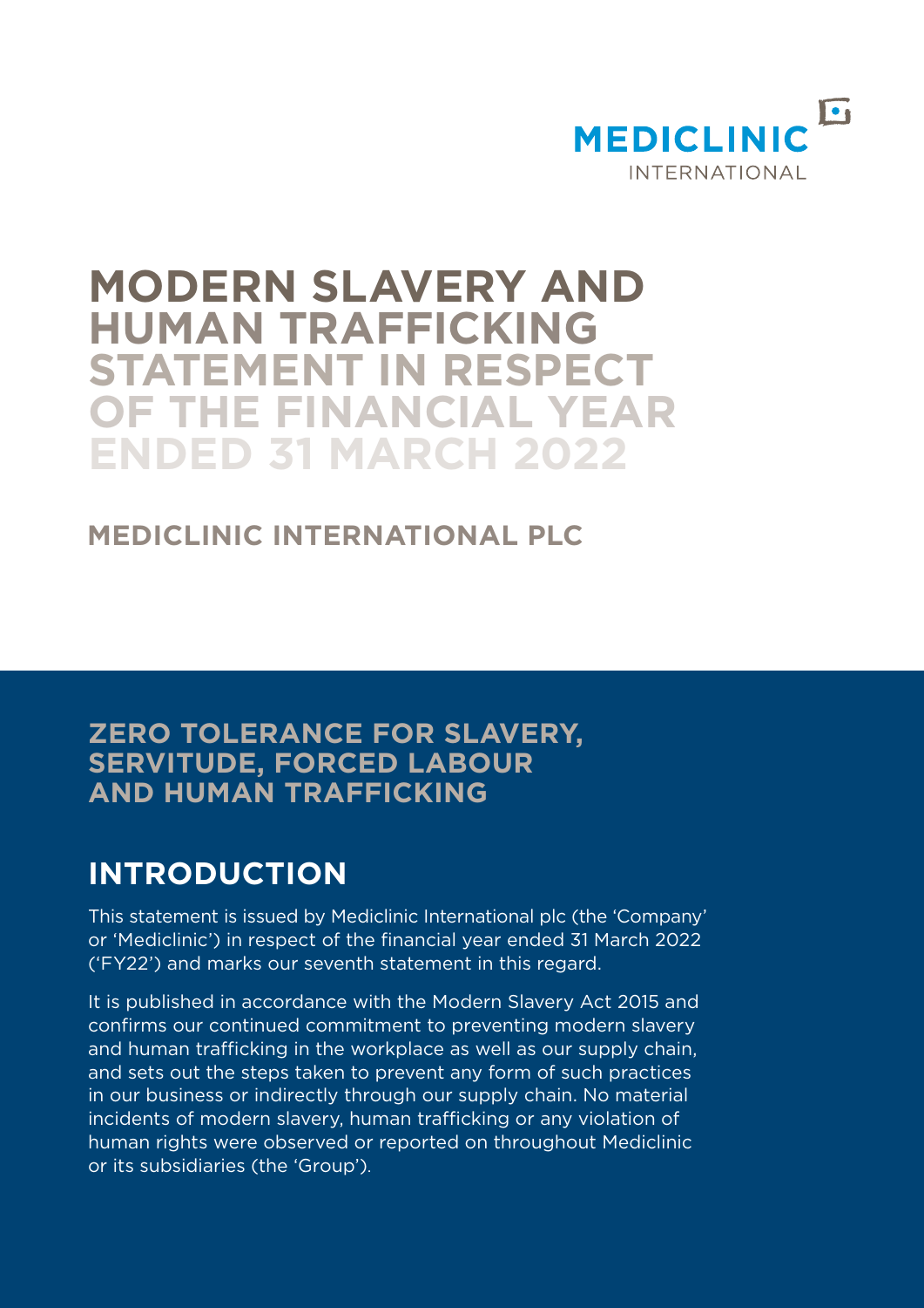MEDICLINIC INTERNATIONAL

# MODERN SLAVERY AND HUMAN TRAFFICKING STATEMENT IN RESPECT OF THE FINANCIAL YEAR ENDED 31 MARCH 2022

**MEDICLINIC INTERNATIONAL PLC**

## ZERO TOLERANCE FOR SLAVERY, SERVITUDE, FORCED LABOUR AND HUMAN TRAFFICKING

## INTRODUCTION

This statement is issued by Mediclinic International plc (the 'Company' or 'Mediclinic') in respect of the financial year ended 31 March 2022 ('FY22') and marks our seventh statement in this regard.

It is published in accordance with the Modern Slavery Act 2015 and confirms our continued commitment to preventing modern slavery and human trafficking in the workplace as well as our supply chain, and sets out the steps taken to prevent any form of such practices in our business or indirectly through our supply chain. No material incidents of modern slavery, human trafficking or any violation of human rights were observed or reported on throughout Mediclinic or its subsidiaries (the 'Group').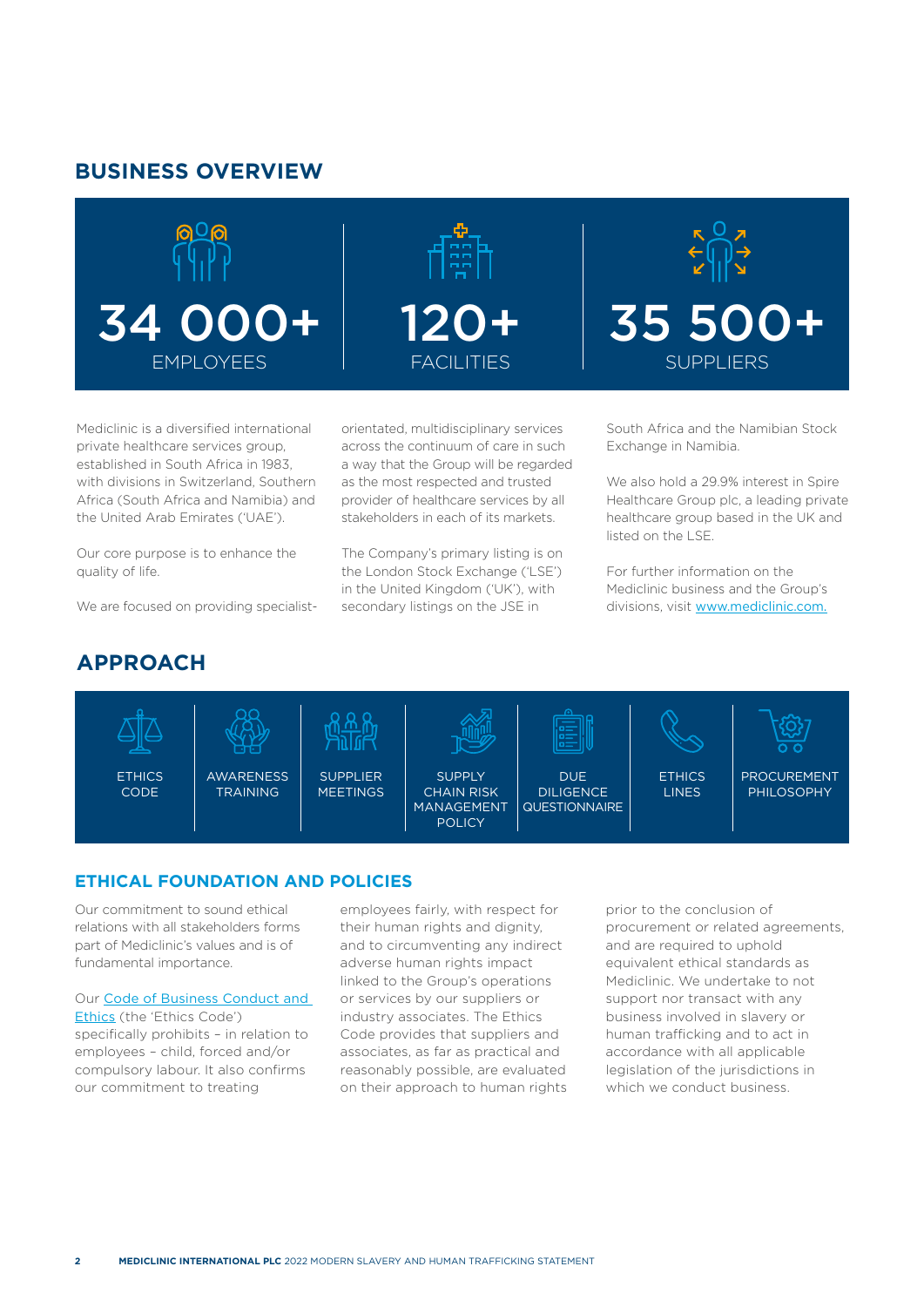## BUSINESS OVERVIEW

**34 000+** EMPLOYEES

**120+** FACILITIES

**35 500+** SUPPLIERS

Mediclinic is a diversified international private healthcare services group, established in South Africa in 1983, with divisions in Switzerland, Southern Africa (South Africa and Namibia) and the United Arab Emirates ('UAE').

Our core purpose is to enhance the quality of life.

We are focused on providing specialist-orientated, multidisciplinary services across the continuum of care in such a way that the Group will be regarded as the most respected and trusted provider of healthcare services by all stakeholders in each of its markets.

The Company's primary listing is on the London Stock Exchange ('LSE') in the United Kingdom ('UK'), with secondary listings on the JSE in South Africa and the Namibian Stock Exchange in Namibia.

We also hold a 29.9% interest in Spire Healthcare Group plc, a leading private healthcare group based in the UK and listed on the LSE.

For further information on the Mediclinic business and the Group's divisions, visit [www.mediclinic.com.](http://www.mediclinic.com)

## APPROACH

- ETHICS CODE
- AWARENESS TRAINING
- SUPPLIER MEETINGS
- SUPPLY CHAIN RISK MANAGEMENT POLICY
- DUE DILIGENCE QUESTIONNAIRE
- ETHICS LINES
- PROCUREMENT PHILOSOPHY

### ETHICAL FOUNDATION AND POLICIES

Our commitment to sound ethical relations with all stakeholders forms part of Mediclinic's values and is of fundamental importance.

Our Code of Business Conduct and Ethics (the 'Ethics Code') specifically prohibits – in relation to employees – child, forced and/or compulsory labour. It also confirms our commitment to treating employees fairly, with respect for their human rights and dignity, and to circumventing any indirect adverse human rights impact linked to the Group's operations or services by our suppliers or industry associates. The Ethics Code provides that suppliers and associates, as far as practical and reasonably possible, are evaluated on their approach to human rights prior to the conclusion of procurement or related agreements, and are required to uphold equivalent ethical standards as Mediclinic. We undertake to not support nor transact with any business involved in slavery or human trafficking and to act in accordance with all applicable legislation of the jurisdictions in which we conduct business.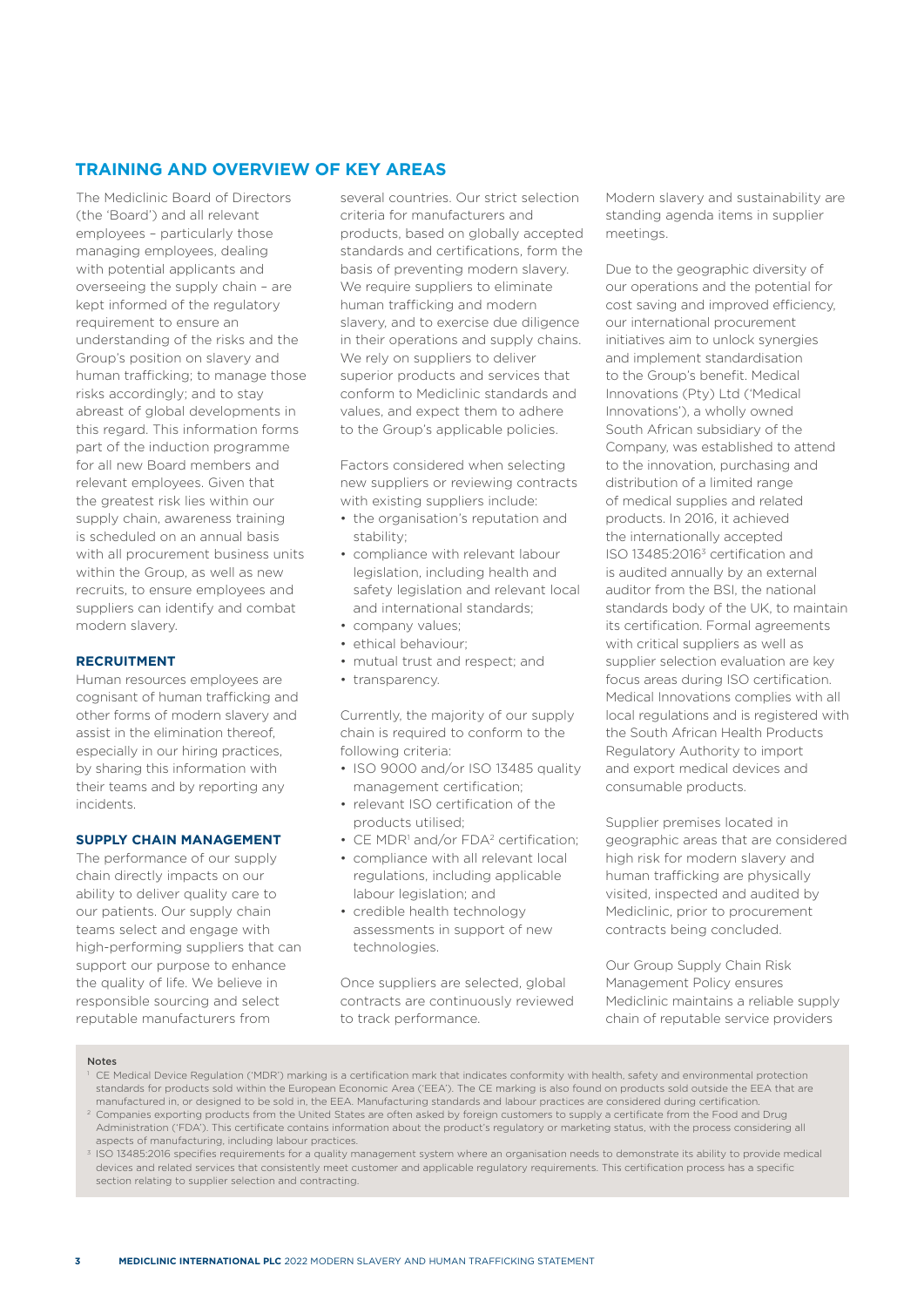## TRAINING AND OVERVIEW OF KEY AREAS

The Mediclinic Board of Directors (the 'Board') and all relevant employees – particularly those managing employees, dealing with potential applicants and overseeing the supply chain – are kept informed of the regulatory requirement to ensure an understanding of the risks and the Group's position on slavery and human trafficking; to manage those risks accordingly; and to stay abreast of global developments in this regard. This information forms part of the induction programme for all new Board members and relevant employees. Given that the greatest risk lies within our supply chain, awareness training is scheduled on an annual basis with all procurement business units within the Group, as well as new recruits, to ensure employees and suppliers can identify and combat modern slavery.

### RECRUITMENT

Human resources employees are cognisant of human trafficking and other forms of modern slavery and assist in the elimination thereof, especially in our hiring practices, by sharing this information with their teams and by reporting any incidents.

### SUPPLY CHAIN MANAGEMENT

The performance of our supply chain directly impacts on our ability to deliver quality care to our patients. Our supply chain teams select and engage with high-performing suppliers that can support our purpose to enhance the quality of life. We believe in responsible sourcing and select reputable manufacturers from several countries. Our strict selection criteria for manufacturers and products, based on globally accepted standards and certifications, form the basis of preventing modern slavery. We require suppliers to eliminate human trafficking and modern slavery, and to exercise due diligence in their operations and supply chains. We rely on suppliers to deliver superior products and services that conform to Mediclinic standards and values, and expect them to adhere to the Group's applicable policies.

Factors considered when selecting new suppliers or reviewing contracts with existing suppliers include:

- the organisation's reputation and stability;
- compliance with relevant labour legislation, including health and safety legislation and relevant local and international standards;
- company values;
- ethical behaviour;
- mutual trust and respect; and
- transparency.

Currently, the majority of our supply chain is required to conform to the following criteria:

- ISO 9000 and/or ISO 13485 quality management certification;
- relevant ISO certification of the products utilised;
- CE MDR[1] and/or FDA[2] certification;
- compliance with all relevant local regulations, including applicable labour legislation; and
- credible health technology assessments in support of new technologies.

Once suppliers are selected, global contracts are continuously reviewed to track performance.

Modern slavery and sustainability are standing agenda items in supplier meetings.

Due to the geographic diversity of our operations and the potential for cost saving and improved efficiency, our international procurement initiatives aim to unlock synergies and implement standardisation to the Group's benefit. Medical Innovations (Pty) Ltd ('Medical Innovations'), a wholly owned South African subsidiary of the Company, was established to attend to the innovation, purchasing and distribution of a limited range of medical supplies and related products. In 2016, it achieved the internationally accepted ISO 13485:2016[3] certification and is audited annually by an external auditor from the BSI, the national standards body of the UK, to maintain its certification. Formal agreements with critical suppliers as well as supplier selection evaluation are key focus areas during ISO certification. Medical Innovations complies with all local regulations and is registered with the South African Health Products Regulatory Authority to import and export medical devices and consumable products.

Supplier premises located in geographic areas that are considered high risk for modern slavery and human trafficking are physically visited, inspected and audited by Mediclinic, prior to procurement contracts being concluded.

Our Group Supply Chain Risk Management Policy ensures Mediclinic maintains a reliable supply chain of reputable service providers

**Notes**

[1] CE Medical Device Regulation ('MDR') marking is a certification mark that indicates conformity with health, safety and environmental protection standards for products sold within the European Economic Area ('EEA'). The CE marking is also found on products sold outside the EEA that are manufactured in, or designed to be sold in, the EEA. Manufacturing standards and labour practices are considered during certification.

[2] Companies exporting products from the United States are often asked by foreign customers to supply a certificate from the Food and Drug Administration ('FDA'). This certificate contains information about the product's regulatory or marketing status, with the process considering all aspects of manufacturing, including labour practices.

[3] ISO 13485:2016 specifies requirements for a quality management system where an organisation needs to demonstrate its ability to provide medical devices and related services that consistently meet customer and applicable regulatory requirements. This certification process has a specific section relating to supplier selection and contracting.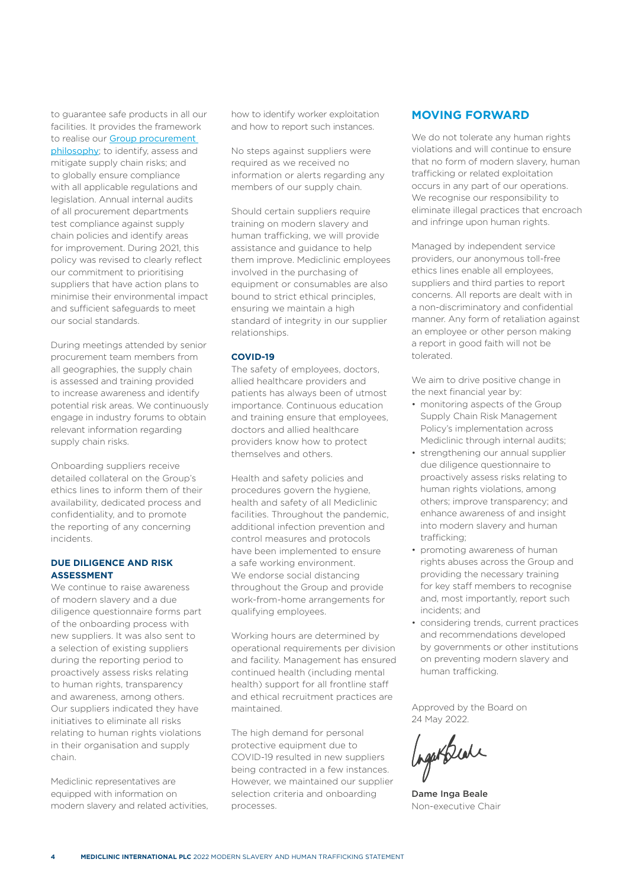to guarantee safe products in all our facilities. It provides the framework to realise our [Group procurement philosophy](); to identify, assess and mitigate supply chain risks; and to globally ensure compliance with all applicable regulations and legislation. Annual internal audits of all procurement departments test compliance against supply chain policies and identify areas for improvement. During 2021, this policy was revised to clearly reflect our commitment to prioritising suppliers that have action plans to minimise their environmental impact and sufficient safeguards to meet our social standards.

During meetings attended by senior procurement team members from all geographies, the supply chain is assessed and training provided to increase awareness and identify potential risk areas. We continuously engage in industry forums to obtain relevant information regarding supply chain risks.

Onboarding suppliers receive detailed collateral on the Group's ethics lines to inform them of their availability, dedicated process and confidentiality, and to promote the reporting of any concerning incidents.

### DUE DILIGENCE AND RISK ASSESSMENT

We continue to raise awareness of modern slavery and a due diligence questionnaire forms part of the onboarding process with new suppliers. It was also sent to a selection of existing suppliers during the reporting period to proactively assess risks relating to human rights, transparency and awareness, among others. Our suppliers indicated they have initiatives to eliminate all risks relating to human rights violations in their organisation and supply chain.

Mediclinic representatives are equipped with information on modern slavery and related activities, how to identify worker exploitation and how to report such instances.

No steps against suppliers were required as we received no information or alerts regarding any members of our supply chain.

Should certain suppliers require training on modern slavery and human trafficking, we will provide assistance and guidance to help them improve. Mediclinic employees involved in the purchasing of equipment or consumables are also bound to strict ethical principles, ensuring we maintain a high standard of integrity in our supplier relationships.

### COVID-19

The safety of employees, doctors, allied healthcare providers and patients has always been of utmost importance. Continuous education and training ensure that employees, doctors and allied healthcare providers know how to protect themselves and others.

Health and safety policies and procedures govern the hygiene, health and safety of all Mediclinic facilities. Throughout the pandemic, additional infection prevention and control measures and protocols have been implemented to ensure a safe working environment. We endorse social distancing throughout the Group and provide work-from-home arrangements for qualifying employees.

Working hours are determined by operational requirements per division and facility. Management has ensured continued health (including mental health) support for all frontline staff and ethical recruitment practices are maintained.

The high demand for personal protective equipment due to COVID-19 resulted in new suppliers being contracted in a few instances. However, we maintained our supplier selection criteria and onboarding processes.

## MOVING FORWARD

We do not tolerate any human rights violations and will continue to ensure that no form of modern slavery, human trafficking or related exploitation occurs in any part of our operations. We recognise our responsibility to eliminate illegal practices that encroach and infringe upon human rights.

Managed by independent service providers, our anonymous toll-free ethics lines enable all employees, suppliers and third parties to report concerns. All reports are dealt with in a non-discriminatory and confidential manner. Any form of retaliation against an employee or other person making a report in good faith will not be tolerated.

We aim to drive positive change in the next financial year by:

- monitoring aspects of the Group Supply Chain Risk Management Policy's implementation across Mediclinic through internal audits;
- strengthening our annual supplier due diligence questionnaire to proactively assess risks relating to human rights violations, among others; improve transparency; and enhance awareness of and insight into modern slavery and human trafficking;
- promoting awareness of human rights abuses across the Group and providing the necessary training for key staff members to recognise and, most importantly, report such incidents; and
- considering trends, current practices and recommendations developed by governments or other institutions on preventing modern slavery and human trafficking.

Approved by the Board on 24 May 2022.

**Dame Inga Beale**
Non-executive Chair